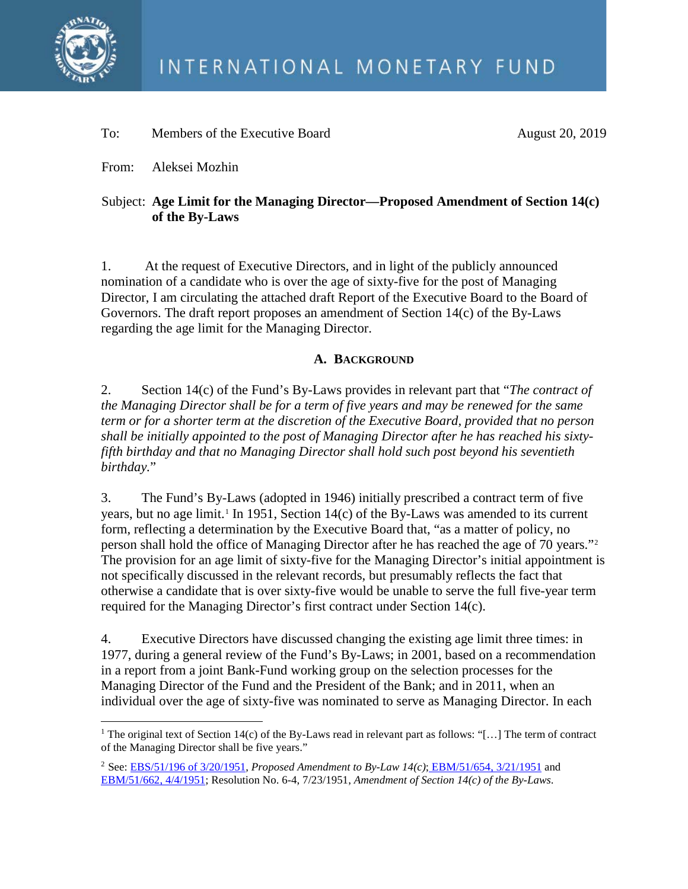# INTERNATIONAL MONETARY FUND

To: Members of the Executive Board

August 20, 2019

From: Aleksei Mozhin

Subject: **Age Limit for the Managing Director—Proposed Amendment of Section 14(c) of the By-Laws**

1. At the request of Executive Directors, and in light of the publicly announced nomination of a candidate who is over the age of sixty-five for the post of Managing Director, I am circulating the attached draft Report of the Executive Board to the Board of Governors. The draft report proposes an amendment of Section 14(c) of the By-Laws regarding the age limit for the Managing Director.

## A. Background

2. Section 14(c) of the Fund's By-Laws provides in relevant part that "*The contract of the Managing Director shall be for a term of five years and may be renewed for the same term or for a shorter term at the discretion of the Executive Board, provided that no person shall be initially appointed to the post of Managing Director after he has reached his sixty-fifth birthday and that no Managing Director shall hold such post beyond his seventieth birthday.*"

3. The Fund's By-Laws (adopted in 1946) initially prescribed a contract term of five years, but no age limit.[1] In 1951, Section 14(c) of the By-Laws was amended to its current form, reflecting a determination by the Executive Board that, "as a matter of policy, no person shall hold the office of Managing Director after he has reached the age of 70 years."[2] The provision for an age limit of sixty-five for the Managing Director's initial appointment is not specifically discussed in the relevant records, but presumably reflects the fact that otherwise a candidate that is over sixty-five would be unable to serve the full five-year term required for the Managing Director's first contract under Section 14(c).

4. Executive Directors have discussed changing the existing age limit three times: in 1977, during a general review of the Fund's By-Laws; in 2001, based on a recommendation in a report from a joint Bank-Fund working group on the selection processes for the Managing Director of the Fund and the President of the Bank; and in 2011, when an individual over the age of sixty-five was nominated to serve as Managing Director. In each

---

[1] The original text of Section 14(c) of the By-Laws read in relevant part as follows: "[…] The term of contract of the Managing Director shall be five years."

[2] See: EBS/51/196 of 3/20/1951, *Proposed Amendment to By-Law 14(c)*; EBM/51/654, 3/21/1951 and EBM/51/662, 4/4/1951; Resolution No. 6-4, 7/23/1951, *Amendment of Section 14(c) of the By-Laws*.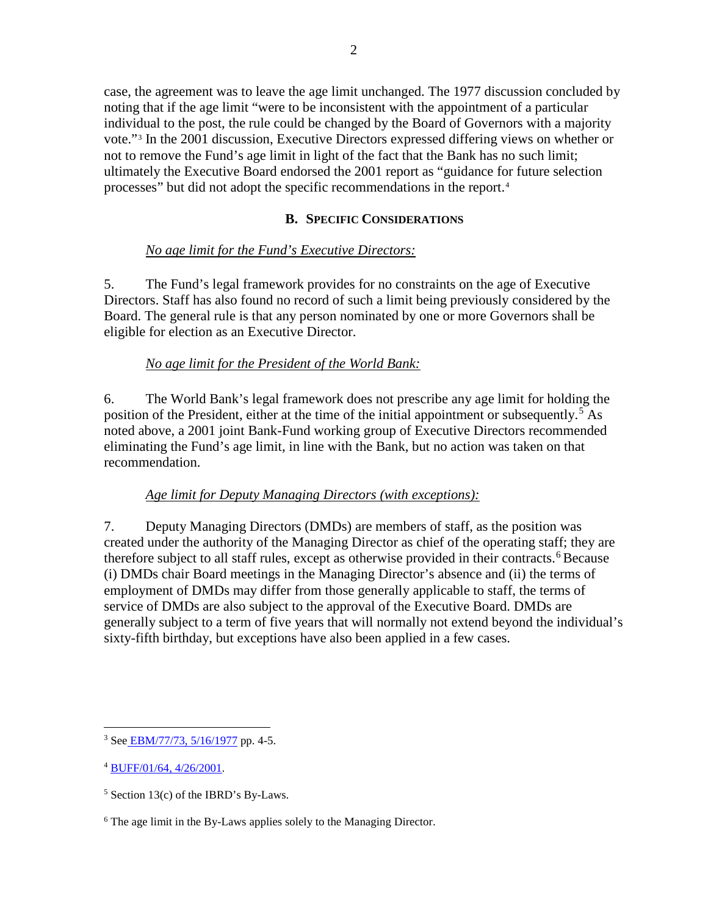case, the agreement was to leave the age limit unchanged. The 1977 discussion concluded by noting that if the age limit "were to be inconsistent with the appointment of a particular individual to the post, the rule could be changed by the Board of Governors with a majority vote."[3] In the 2001 discussion, Executive Directors expressed differing views on whether or not to remove the Fund's age limit in light of the fact that the Bank has no such limit; ultimately the Executive Board endorsed the 2001 report as "guidance for future selection processes" but did not adopt the specific recommendations in the report.[4]

### B. Specific Considerations

*No age limit for the Fund's Executive Directors:*

5. The Fund's legal framework provides for no constraints on the age of Executive Directors. Staff has also found no record of such a limit being previously considered by the Board. The general rule is that any person nominated by one or more Governors shall be eligible for election as an Executive Director.

*No age limit for the President of the World Bank:*

6. The World Bank's legal framework does not prescribe any age limit for holding the position of the President, either at the time of the initial appointment or subsequently.[5] As noted above, a 2001 joint Bank-Fund working group of Executive Directors recommended eliminating the Fund's age limit, in line with the Bank, but no action was taken on that recommendation.

*Age limit for Deputy Managing Directors (with exceptions):*

7. Deputy Managing Directors (DMDs) are members of staff, as the position was created under the authority of the Managing Director as chief of the operating staff; they are therefore subject to all staff rules, except as otherwise provided in their contracts.[6] Because (i) DMDs chair Board meetings in the Managing Director's absence and (ii) the terms of employment of DMDs may differ from those generally applicable to staff, the terms of service of DMDs are also subject to the approval of the Executive Board. DMDs are generally subject to a term of five years that will normally not extend beyond the individual's sixty-fifth birthday, but exceptions have also been applied in a few cases.

---

[3] See EBM/77/73, 5/16/1977 pp. 4-5.

[4] BUFF/01/64, 4/26/2001.

[5] Section 13(c) of the IBRD's By-Laws.

[6] The age limit in the By-Laws applies solely to the Managing Director.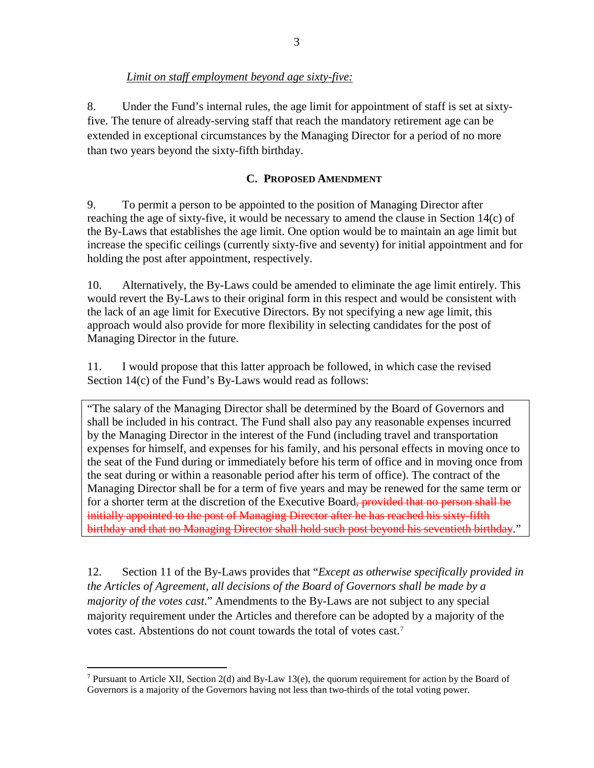*Limit on staff employment beyond age sixty-five:*

8. Under the Fund's internal rules, the age limit for appointment of staff is set at sixty-five. The tenure of already-serving staff that reach the mandatory retirement age can be extended in exceptional circumstances by the Managing Director for a period of no more than two years beyond the sixty-fifth birthday.

### C. Proposed Amendment

9. To permit a person to be appointed to the position of Managing Director after reaching the age of sixty-five, it would be necessary to amend the clause in Section 14(c) of the By-Laws that establishes the age limit. One option would be to maintain an age limit but increase the specific ceilings (currently sixty-five and seventy) for initial appointment and for holding the post after appointment, respectively.

10. Alternatively, the By-Laws could be amended to eliminate the age limit entirely. This would revert the By-Laws to their original form in this respect and would be consistent with the lack of an age limit for Executive Directors. By not specifying a new age limit, this approach would also provide for more flexibility in selecting candidates for the post of Managing Director in the future.

11. I would propose that this latter approach be followed, in which case the revised Section 14(c) of the Fund's By-Laws would read as follows:

> "The salary of the Managing Director shall be determined by the Board of Governors and shall be included in his contract. The Fund shall also pay any reasonable expenses incurred by the Managing Director in the interest of the Fund (including travel and transportation expenses for himself, and expenses for his family, and his personal effects in moving once to the seat of the Fund during or immediately before his term of office and in moving once from the seat during or within a reasonable period after his term of office). The contract of the Managing Director shall be for a term of five years and may be renewed for the same term or for a shorter term at the discretion of the Executive Board~~, provided that no person shall be initially appointed to the post of Managing Director after he has reached his sixty-fifth birthday and that no Managing Director shall hold such post beyond his seventieth birthday~~."

12. Section 11 of the By-Laws provides that "*Except as otherwise specifically provided in the Articles of Agreement, all decisions of the Board of Governors shall be made by a majority of the votes cast*." Amendments to the By-Laws are not subject to any special majority requirement under the Articles and therefore can be adopted by a majority of the votes cast. Abstentions do not count towards the total of votes cast.[7]

---

[7] Pursuant to Article XII, Section 2(d) and By-Law 13(e), the quorum requirement for action by the Board of Governors is a majority of the Governors having not less than two-thirds of the total voting power.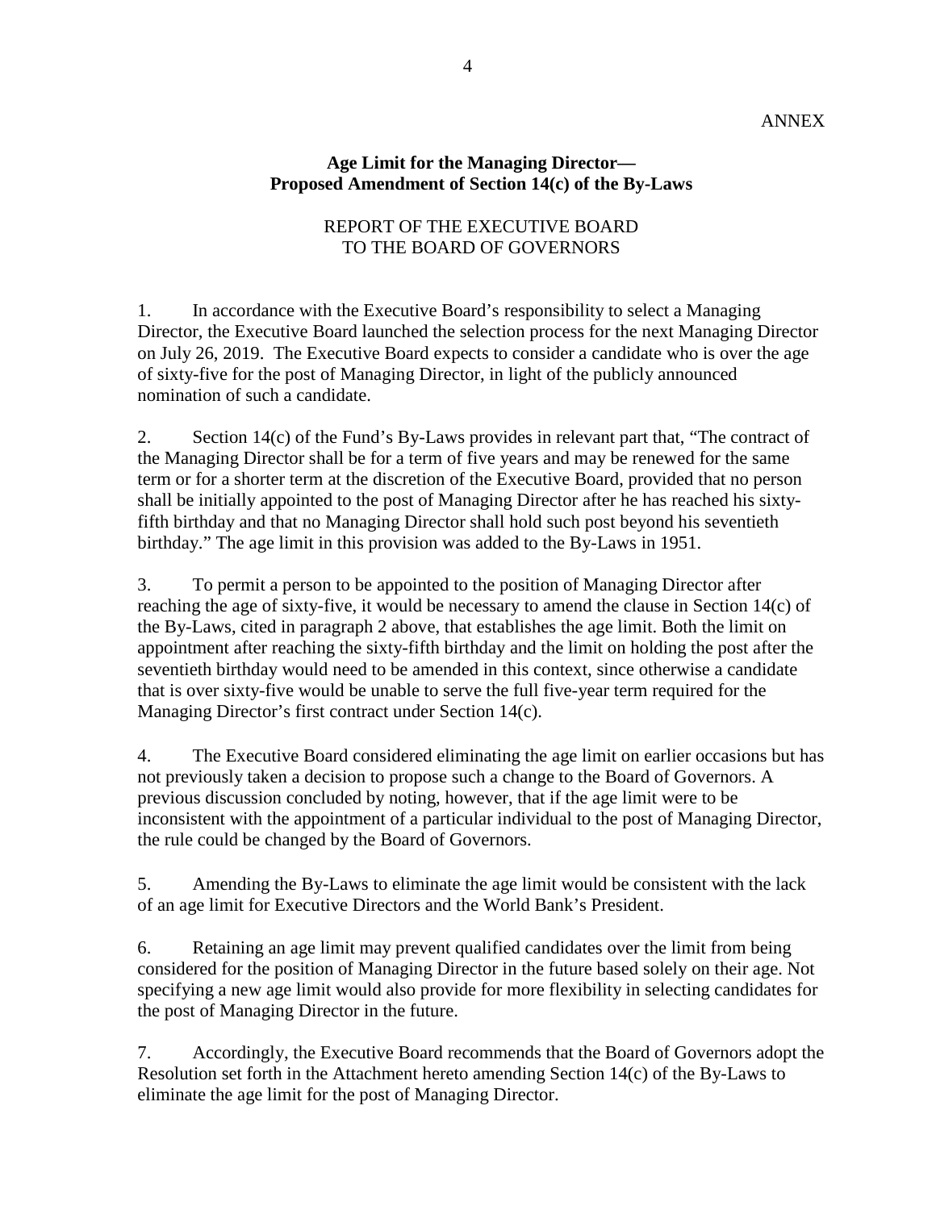ANNEX

**Age Limit for the Managing Director—
Proposed Amendment of Section 14(c) of the By-Laws**

REPORT OF THE EXECUTIVE BOARD
TO THE BOARD OF GOVERNORS

1. In accordance with the Executive Board's responsibility to select a Managing Director, the Executive Board launched the selection process for the next Managing Director on July 26, 2019. The Executive Board expects to consider a candidate who is over the age of sixty-five for the post of Managing Director, in light of the publicly announced nomination of such a candidate.

2. Section 14(c) of the Fund's By-Laws provides in relevant part that, "The contract of the Managing Director shall be for a term of five years and may be renewed for the same term or for a shorter term at the discretion of the Executive Board, provided that no person shall be initially appointed to the post of Managing Director after he has reached his sixty-fifth birthday and that no Managing Director shall hold such post beyond his seventieth birthday." The age limit in this provision was added to the By-Laws in 1951.

3. To permit a person to be appointed to the position of Managing Director after reaching the age of sixty-five, it would be necessary to amend the clause in Section 14(c) of the By-Laws, cited in paragraph 2 above, that establishes the age limit. Both the limit on appointment after reaching the sixty-fifth birthday and the limit on holding the post after the seventieth birthday would need to be amended in this context, since otherwise a candidate that is over sixty-five would be unable to serve the full five-year term required for the Managing Director's first contract under Section 14(c).

4. The Executive Board considered eliminating the age limit on earlier occasions but has not previously taken a decision to propose such a change to the Board of Governors. A previous discussion concluded by noting, however, that if the age limit were to be inconsistent with the appointment of a particular individual to the post of Managing Director, the rule could be changed by the Board of Governors.

5. Amending the By-Laws to eliminate the age limit would be consistent with the lack of an age limit for Executive Directors and the World Bank's President.

6. Retaining an age limit may prevent qualified candidates over the limit from being considered for the position of Managing Director in the future based solely on their age. Not specifying a new age limit would also provide for more flexibility in selecting candidates for the post of Managing Director in the future.

7. Accordingly, the Executive Board recommends that the Board of Governors adopt the Resolution set forth in the Attachment hereto amending Section 14(c) of the By-Laws to eliminate the age limit for the post of Managing Director.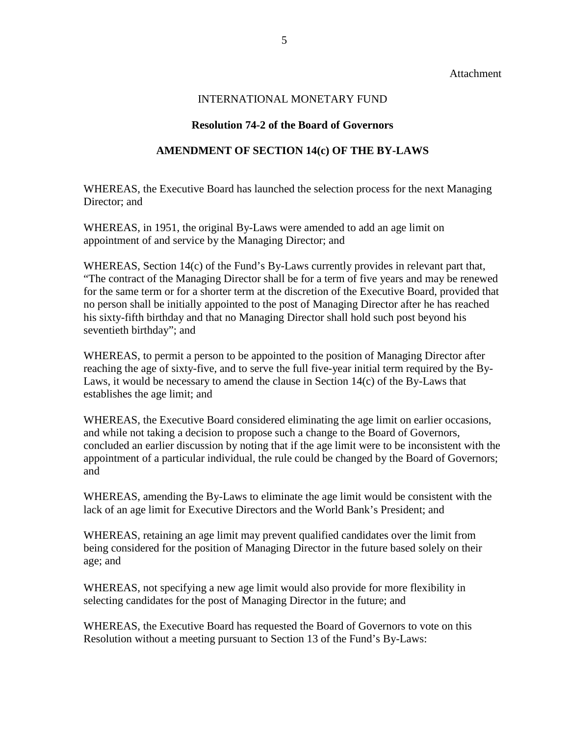Attachment

INTERNATIONAL MONETARY FUND

**Resolution 74-2 of the Board of Governors**

**AMENDMENT OF SECTION 14(c) OF THE BY-LAWS**

WHEREAS, the Executive Board has launched the selection process for the next Managing Director; and

WHEREAS, in 1951, the original By-Laws were amended to add an age limit on appointment of and service by the Managing Director; and

WHEREAS, Section 14(c) of the Fund's By-Laws currently provides in relevant part that, "The contract of the Managing Director shall be for a term of five years and may be renewed for the same term or for a shorter term at the discretion of the Executive Board, provided that no person shall be initially appointed to the post of Managing Director after he has reached his sixty-fifth birthday and that no Managing Director shall hold such post beyond his seventieth birthday"; and

WHEREAS, to permit a person to be appointed to the position of Managing Director after reaching the age of sixty-five, and to serve the full five-year initial term required by the By-Laws, it would be necessary to amend the clause in Section 14(c) of the By-Laws that establishes the age limit; and

WHEREAS, the Executive Board considered eliminating the age limit on earlier occasions, and while not taking a decision to propose such a change to the Board of Governors, concluded an earlier discussion by noting that if the age limit were to be inconsistent with the appointment of a particular individual, the rule could be changed by the Board of Governors; and

WHEREAS, amending the By-Laws to eliminate the age limit would be consistent with the lack of an age limit for Executive Directors and the World Bank's President; and

WHEREAS, retaining an age limit may prevent qualified candidates over the limit from being considered for the position of Managing Director in the future based solely on their age; and

WHEREAS, not specifying a new age limit would also provide for more flexibility in selecting candidates for the post of Managing Director in the future; and

WHEREAS, the Executive Board has requested the Board of Governors to vote on this Resolution without a meeting pursuant to Section 13 of the Fund's By-Laws: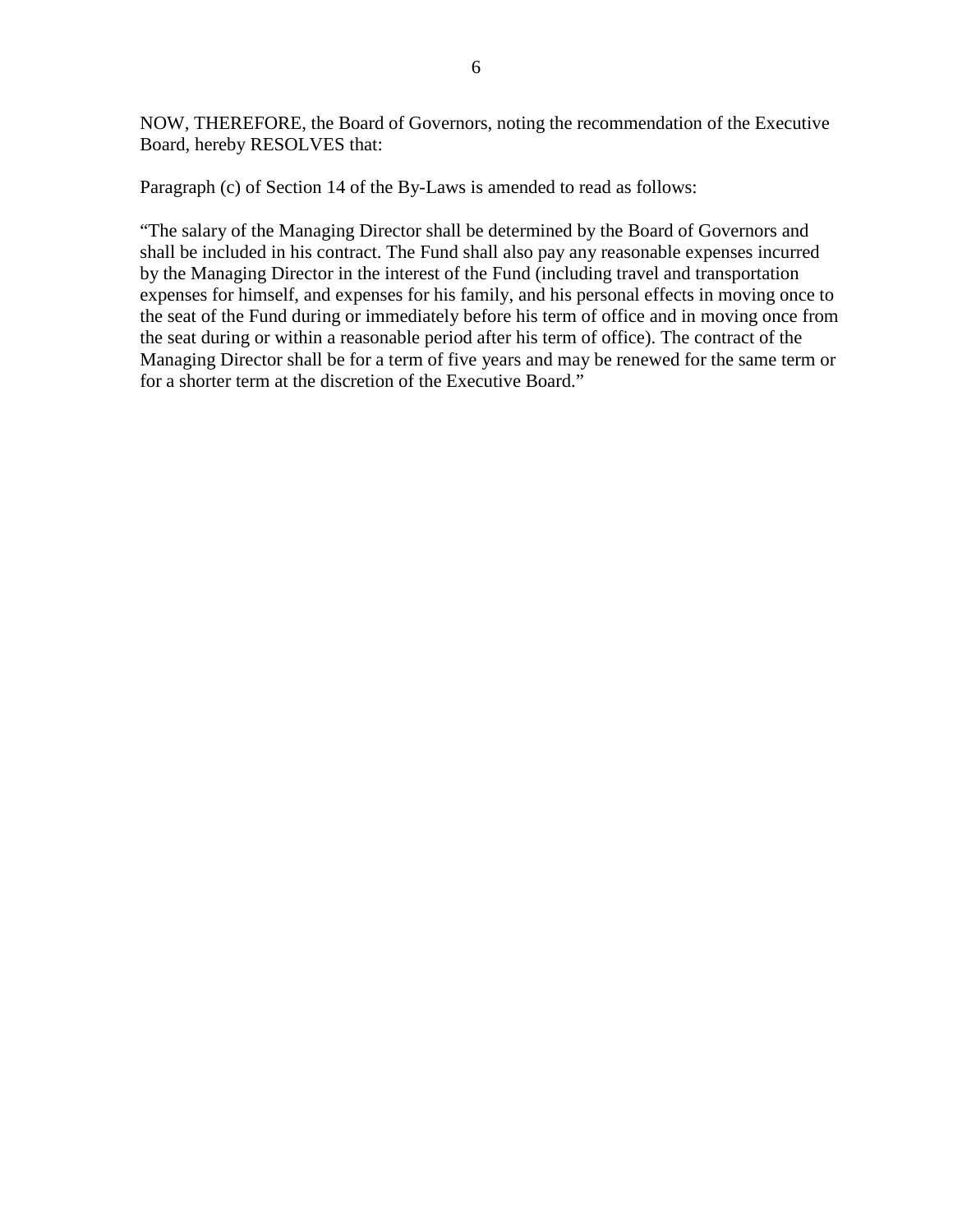NOW, THEREFORE, the Board of Governors, noting the recommendation of the Executive Board, hereby RESOLVES that:

Paragraph (c) of Section 14 of the By-Laws is amended to read as follows:

"The salary of the Managing Director shall be determined by the Board of Governors and shall be included in his contract. The Fund shall also pay any reasonable expenses incurred by the Managing Director in the interest of the Fund (including travel and transportation expenses for himself, and expenses for his family, and his personal effects in moving once to the seat of the Fund during or immediately before his term of office and in moving once from the seat during or within a reasonable period after his term of office). The contract of the Managing Director shall be for a term of five years and may be renewed for the same term or for a shorter term at the discretion of the Executive Board."